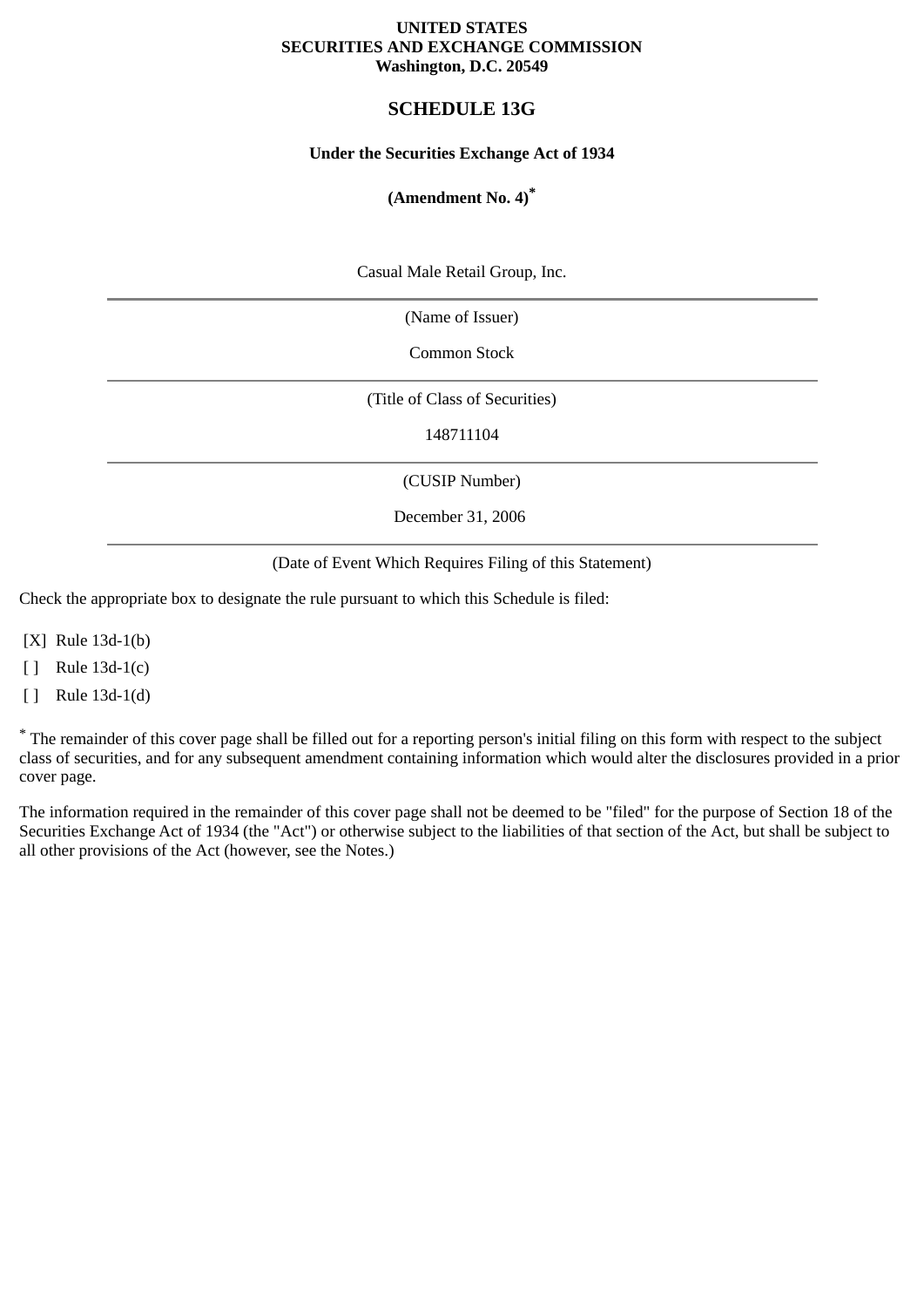**UNITED STATES**
**SECURITIES AND EXCHANGE COMMISSION**
**Washington, D.C. 20549**

# SCHEDULE 13G

**Under the Securities Exchange Act of 1934**

**(Amendment No. 4)***

Casual Male Retail Group, Inc.

---

(Name of Issuer)

Common Stock

---

(Title of Class of Securities)

148711104

---

(CUSIP Number)

December 31, 2006

---

(Date of Event Which Requires Filing of this Statement)

Check the appropriate box to designate the rule pursuant to which this Schedule is filed:

[X] Rule 13d-1(b)

[ ] Rule 13d-1(c)

[ ] Rule 13d-1(d)

* The remainder of this cover page shall be filled out for a reporting person's initial filing on this form with respect to the subject class of securities, and for any subsequent amendment containing information which would alter the disclosures provided in a prior cover page.

The information required in the remainder of this cover page shall not be deemed to be "filed" for the purpose of Section 18 of the Securities Exchange Act of 1934 (the "Act") or otherwise subject to the liabilities of that section of the Act, but shall be subject to all other provisions of the Act (however, see the Notes.)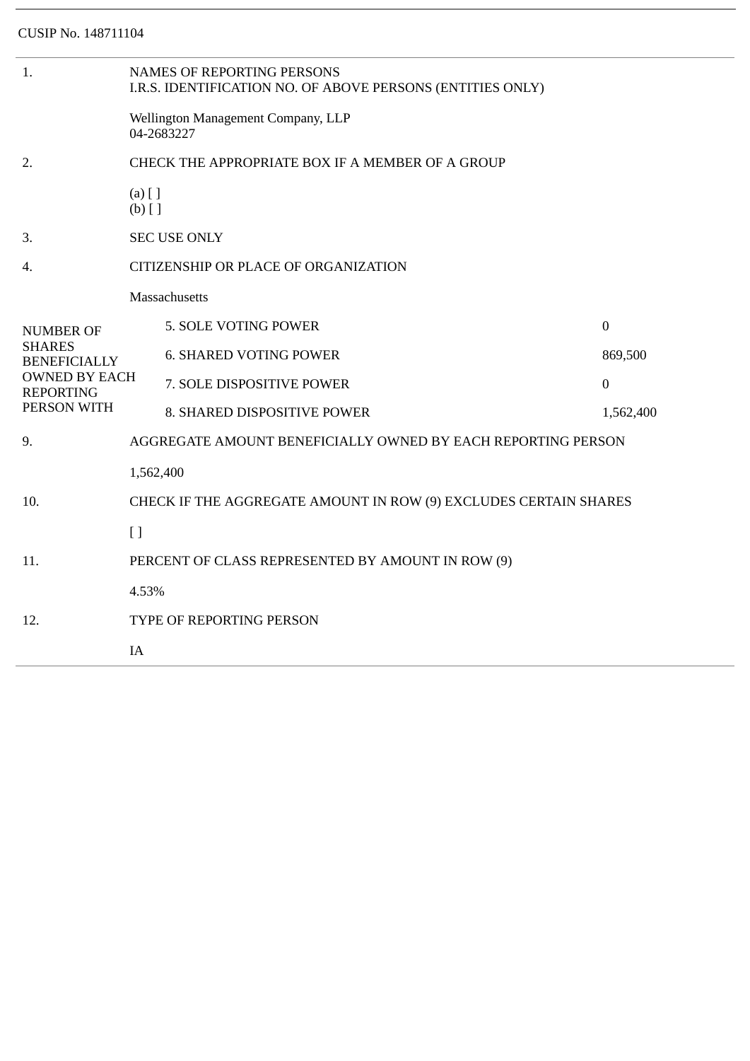CUSIP No. 148711104

| | | |
|---|---|---|
| 1. | NAMES OF REPORTING PERSONS<br>I.R.S. IDENTIFICATION NO. OF ABOVE PERSONS (ENTITIES ONLY)<br><br>Wellington Management Company, LLP<br>04-2683227 | |
| 2. | CHECK THE APPROPRIATE BOX IF A MEMBER OF A GROUP<br><br>(a) [ ]<br>(b) [ ] | |
| 3. | SEC USE ONLY | |
| 4. | CITIZENSHIP OR PLACE OF ORGANIZATION<br><br>Massachusetts | |
| NUMBER OF SHARES BENEFICIALLY OWNED BY EACH REPORTING PERSON WITH | 5. SOLE VOTING POWER | 0 |
| | 6. SHARED VOTING POWER | 869,500 |
| | 7. SOLE DISPOSITIVE POWER | 0 |
| | 8. SHARED DISPOSITIVE POWER | 1,562,400 |
| 9. | AGGREGATE AMOUNT BENEFICIALLY OWNED BY EACH REPORTING PERSON<br><br>1,562,400 | |
| 10. | CHECK IF THE AGGREGATE AMOUNT IN ROW (9) EXCLUDES CERTAIN SHARES<br><br>[ ] | |
| 11. | PERCENT OF CLASS REPRESENTED BY AMOUNT IN ROW (9)<br><br>4.53% | |
| 12. | TYPE OF REPORTING PERSON<br><br>IA | |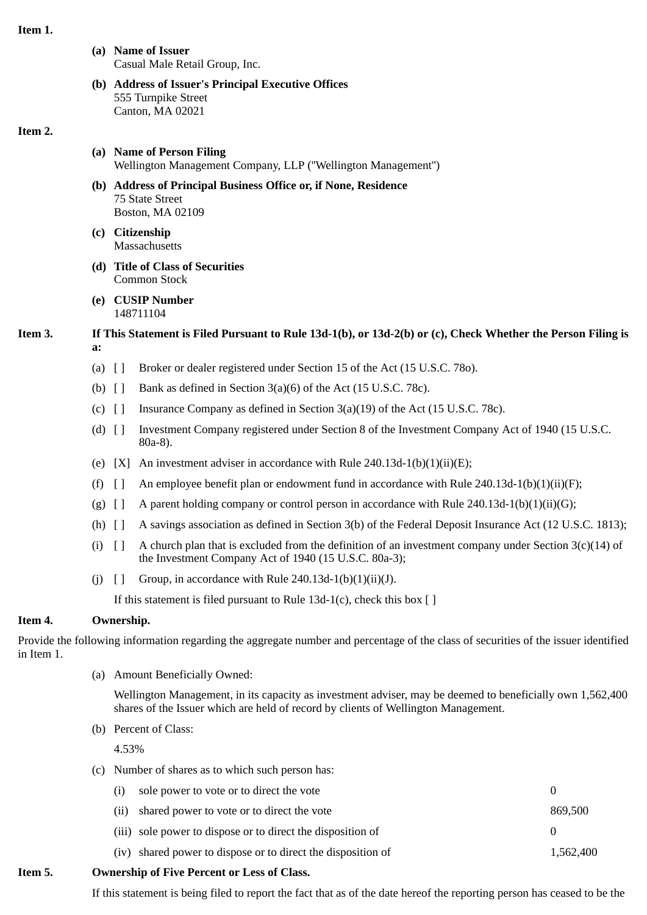**Item 1.**

**(a) Name of Issuer**
Casual Male Retail Group, Inc.

**(b) Address of Issuer's Principal Executive Offices**
555 Turnpike Street
Canton, MA 02021

**Item 2.**

**(a) Name of Person Filing**
Wellington Management Company, LLP ("Wellington Management")

**(b) Address of Principal Business Office or, if None, Residence**
75 State Street
Boston, MA 02109

**(c) Citizenship**
Massachusetts

**(d) Title of Class of Securities**
Common Stock

**(e) CUSIP Number**
148711104

**Item 3. If This Statement is Filed Pursuant to Rule 13d-1(b), or 13d-2(b) or (c), Check Whether the Person Filing is a:**

(a) [ ] Broker or dealer registered under Section 15 of the Act (15 U.S.C. 78o).

(b) [ ] Bank as defined in Section 3(a)(6) of the Act (15 U.S.C. 78c).

(c) [ ] Insurance Company as defined in Section 3(a)(19) of the Act (15 U.S.C. 78c).

(d) [ ] Investment Company registered under Section 8 of the Investment Company Act of 1940 (15 U.S.C. 80a-8).

(e) [X] An investment adviser in accordance with Rule 240.13d-1(b)(1)(ii)(E);

(f) [ ] An employee benefit plan or endowment fund in accordance with Rule 240.13d-1(b)(1)(ii)(F);

(g) [ ] A parent holding company or control person in accordance with Rule 240.13d-1(b)(1)(ii)(G);

(h) [ ] A savings association as defined in Section 3(b) of the Federal Deposit Insurance Act (12 U.S.C. 1813);

(i) [ ] A church plan that is excluded from the definition of an investment company under Section 3(c)(14) of the Investment Company Act of 1940 (15 U.S.C. 80a-3);

(j) [ ] Group, in accordance with Rule 240.13d-1(b)(1)(ii)(J).

If this statement is filed pursuant to Rule 13d-1(c), check this box [ ]

**Item 4. Ownership.**

Provide the following information regarding the aggregate number and percentage of the class of securities of the issuer identified in Item 1.

(a) Amount Beneficially Owned:

Wellington Management, in its capacity as investment adviser, may be deemed to beneficially own 1,562,400 shares of the Issuer which are held of record by clients of Wellington Management.

(b) Percent of Class:

4.53%

(c) Number of shares as to which such person has:

| | | |
|---|---|---|
| (i) | sole power to vote or to direct the vote | 0 |
| (ii) | shared power to vote or to direct the vote | 869,500 |
| (iii) | sole power to dispose or to direct the disposition of | 0 |
| (iv) | shared power to dispose or to direct the disposition of | 1,562,400 |

**Item 5. Ownership of Five Percent or Less of Class.**

If this statement is being filed to report the fact that as of the date hereof the reporting person has ceased to be the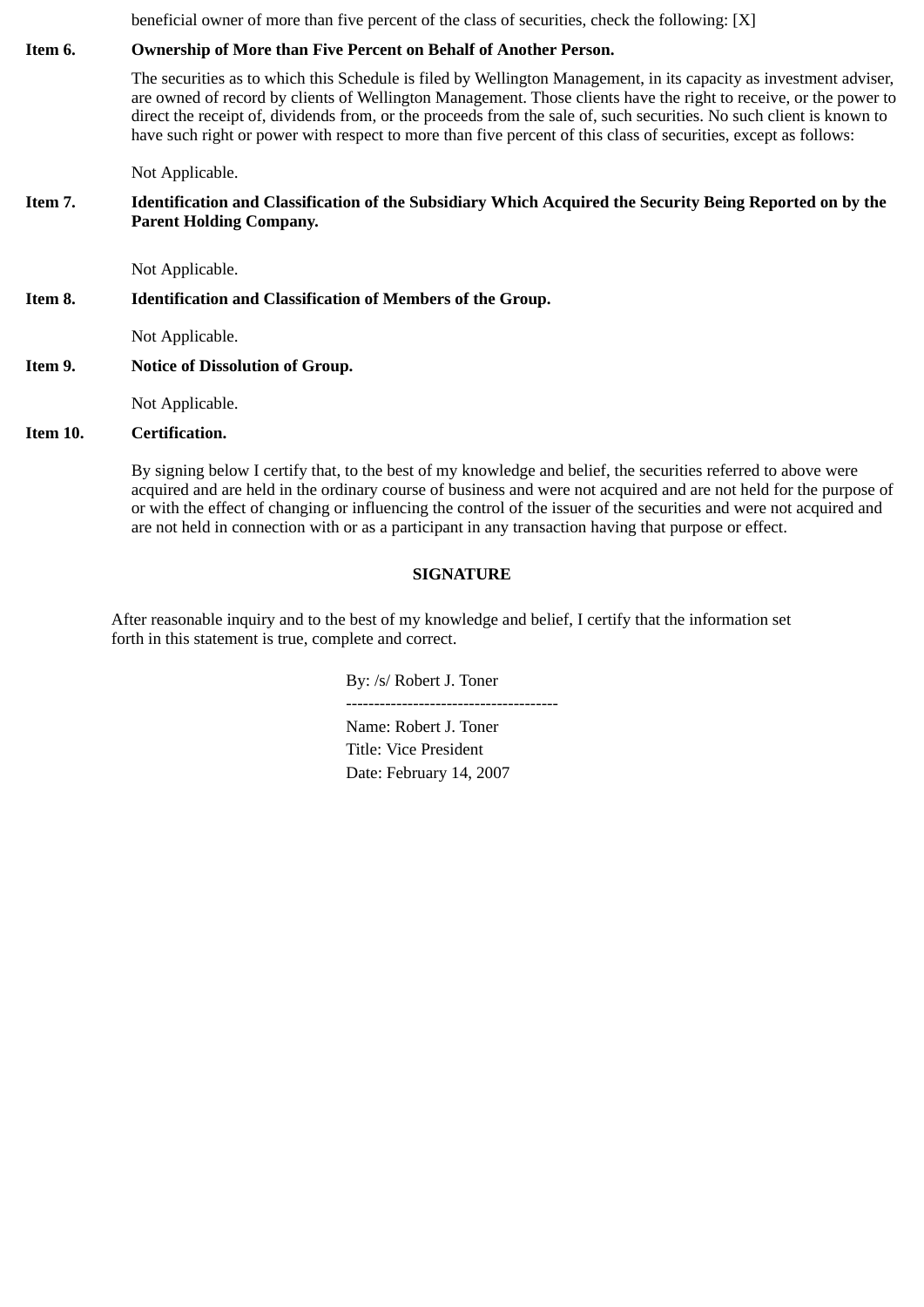beneficial owner of more than five percent of the class of securities, check the following: [X]

**Item 6. Ownership of More than Five Percent on Behalf of Another Person.**

The securities as to which this Schedule is filed by Wellington Management, in its capacity as investment adviser, are owned of record by clients of Wellington Management. Those clients have the right to receive, or the power to direct the receipt of, dividends from, or the proceeds from the sale of, such securities. No such client is known to have such right or power with respect to more than five percent of this class of securities, except as follows:

Not Applicable.

**Item 7. Identification and Classification of the Subsidiary Which Acquired the Security Being Reported on by the Parent Holding Company.**

Not Applicable.

**Item 8. Identification and Classification of Members of the Group.**

Not Applicable.

**Item 9. Notice of Dissolution of Group.**

Not Applicable.

**Item 10. Certification.**

By signing below I certify that, to the best of my knowledge and belief, the securities referred to above were acquired and are held in the ordinary course of business and were not acquired and are not held for the purpose of or with the effect of changing or influencing the control of the issuer of the securities and were not acquired and are not held in connection with or as a participant in any transaction having that purpose or effect.

**SIGNATURE**

After reasonable inquiry and to the best of my knowledge and belief, I certify that the information set forth in this statement is true, complete and correct.

By: /s/ Robert J. Toner

--------------------------------------

Name: Robert J. Toner

Title: Vice President

Date: February 14, 2007